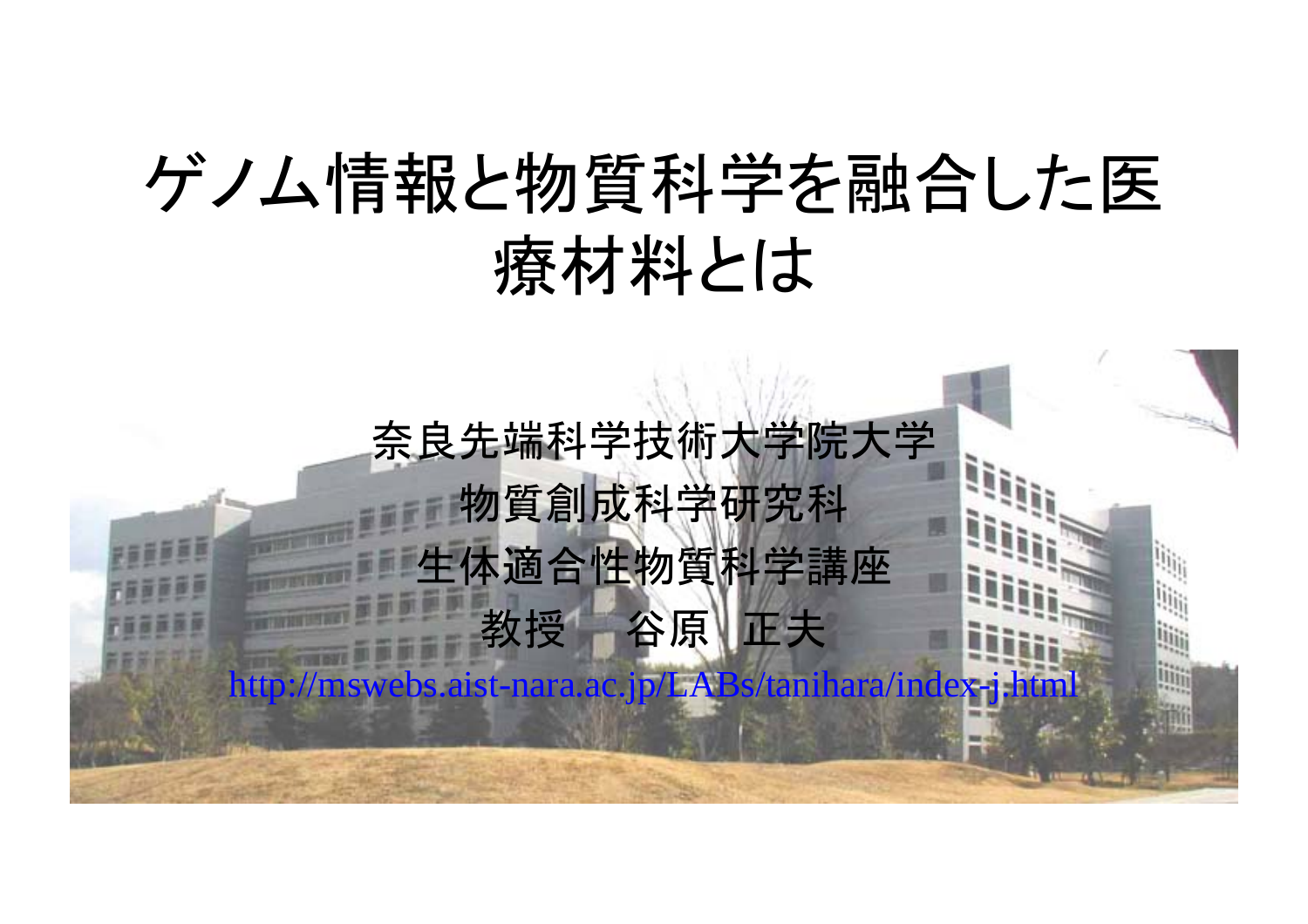# ゲノム情報と物質科学を融合した医療材料とは

奈良先端科学技術大学院大学

物質創成科学研究科

生体適合性物質科学講座

教授　谷原 正夫

http://mswebs.aist-nara.ac.jp/LABs/tanihara/index-j.html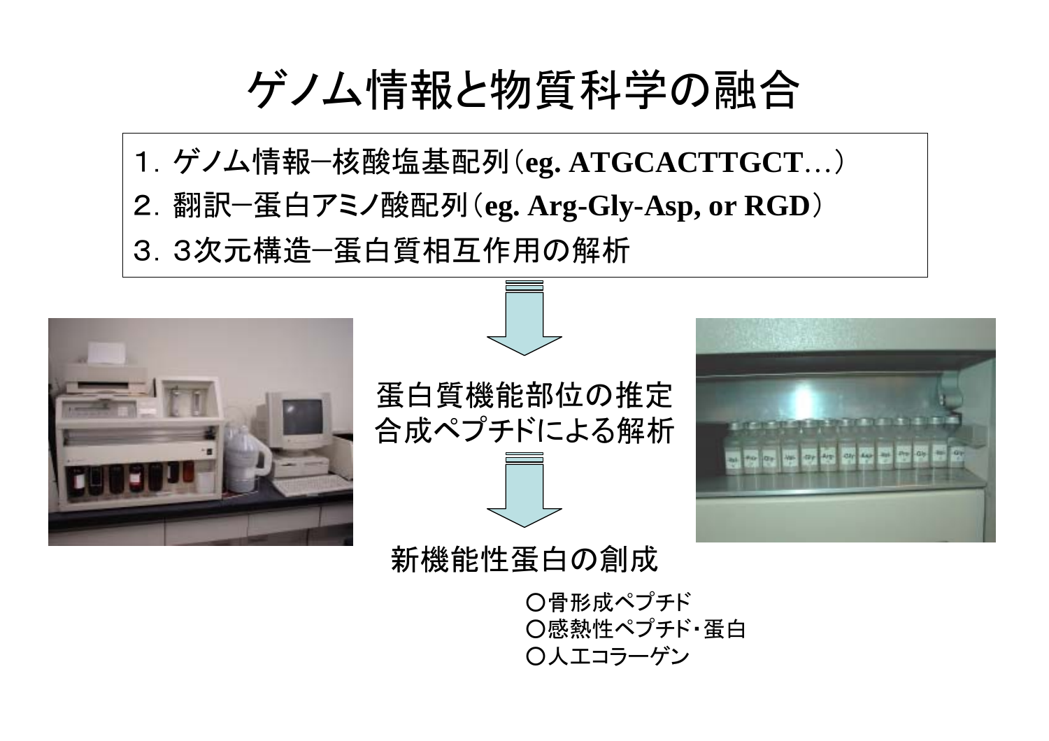# ゲノム情報と物質科学の融合

１．ゲノム情報ー核酸塩基配列（**eg. ATGCACTTGCT…**）
２．翻訳ー蛋白アミノ酸配列（**eg. Arg-Gly-Asp, or RGD**）
３．３次元構造ー蛋白質相互作用の解析

蛋白質機能部位の推定
合成ペプチドによる解析

新機能性蛋白の創成

〇骨形成ペプチド
〇感熱性ペプチド・蛋白
〇人工コラーゲン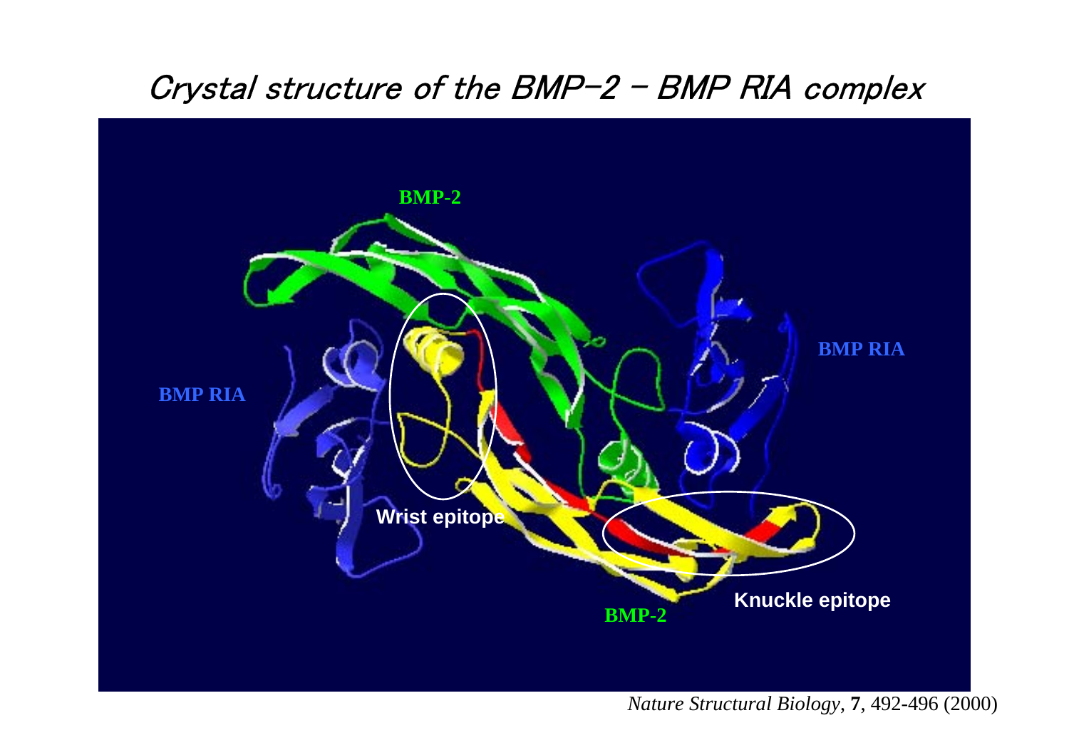# Crystal structure of the BMP-2 – BMP RIA complex

BMP-2

BMP RIA

BMP RIA

Wrist epitope

Knuckle epitope

BMP-2

*Nature Structural Biology*, **7**, 492-496 (2000)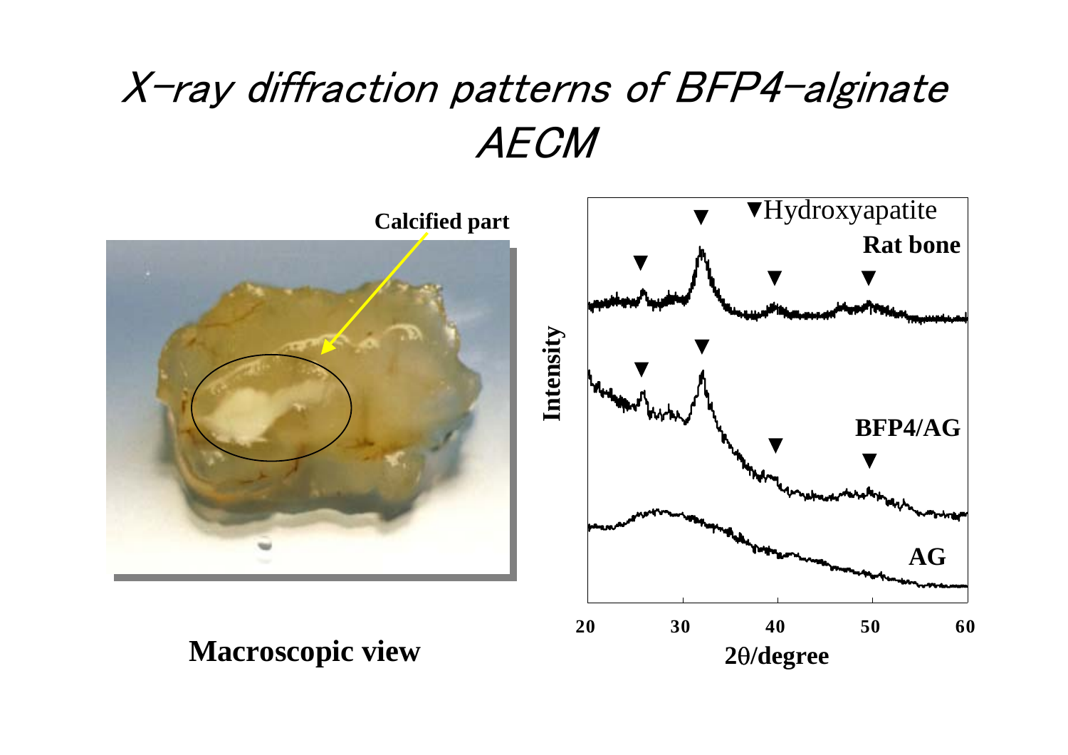# X-ray diffraction patterns of BFP4-alginate AECM

**Calcified part**

**Macroscopic view**

▼Hydroxyapatite

**Rat bone**

**BFP4/AG**

**AG**

**Intensity**

**20** **30** **40** **50** **60**

**2θ/degree**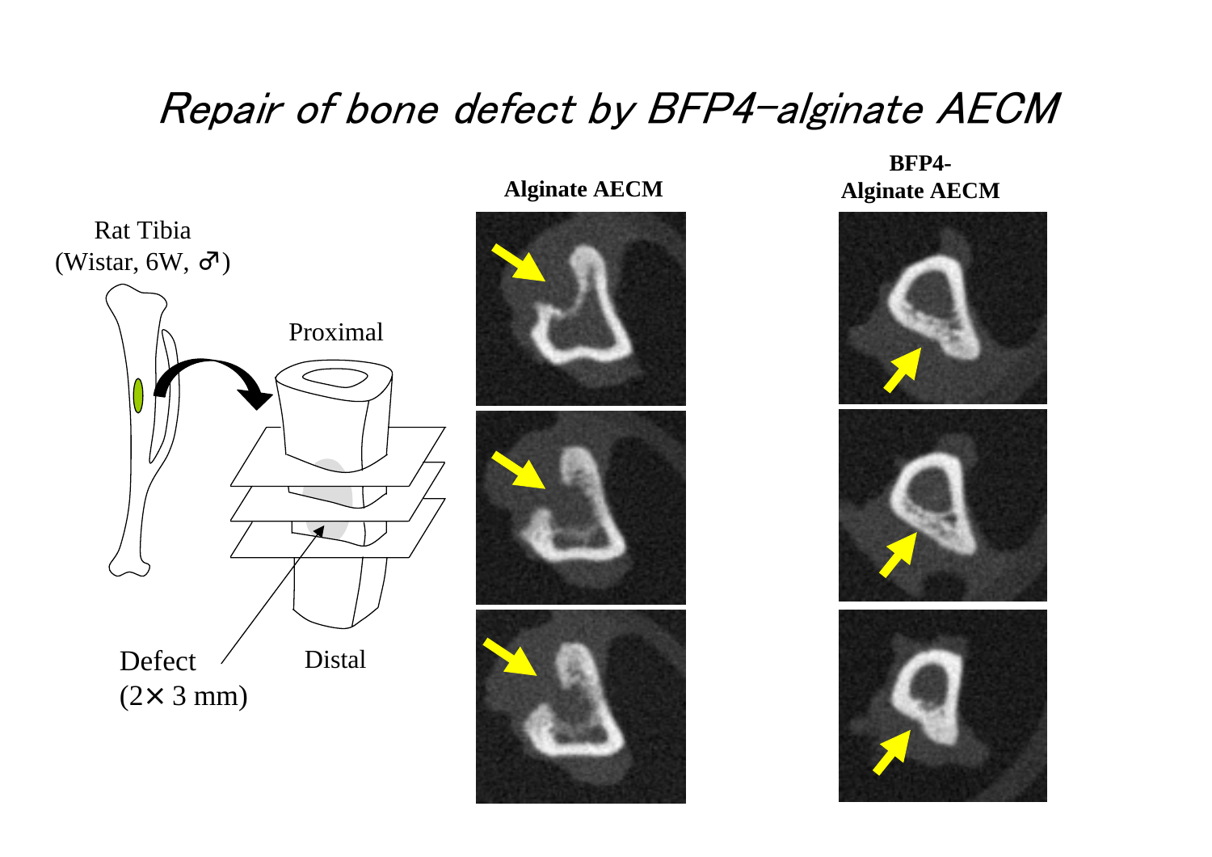# *Repair of bone defect by BFP4-alginate AECM*

Rat Tibia
(Wistar, 6W, ♂)

Proximal

Distal

Defect
(2× 3 mm)

**Alginate AECM**

**BFP4-**
**Alginate AECM**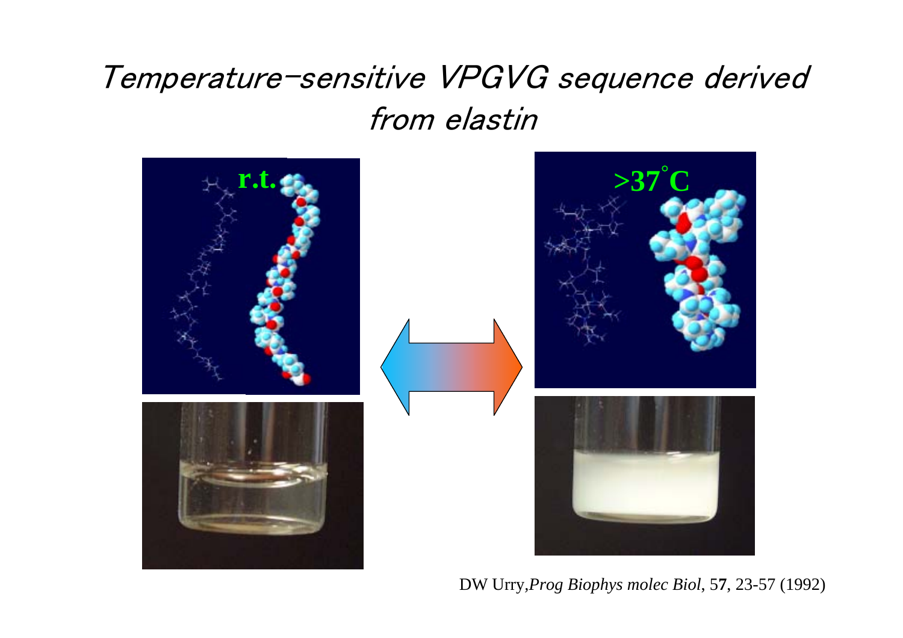# Temperature-sensitive VPGVG sequence derived from elastin

r.t.

>37°C

DW Urry, *Prog Biophys molec Biol*, 57, 23-57 (1992)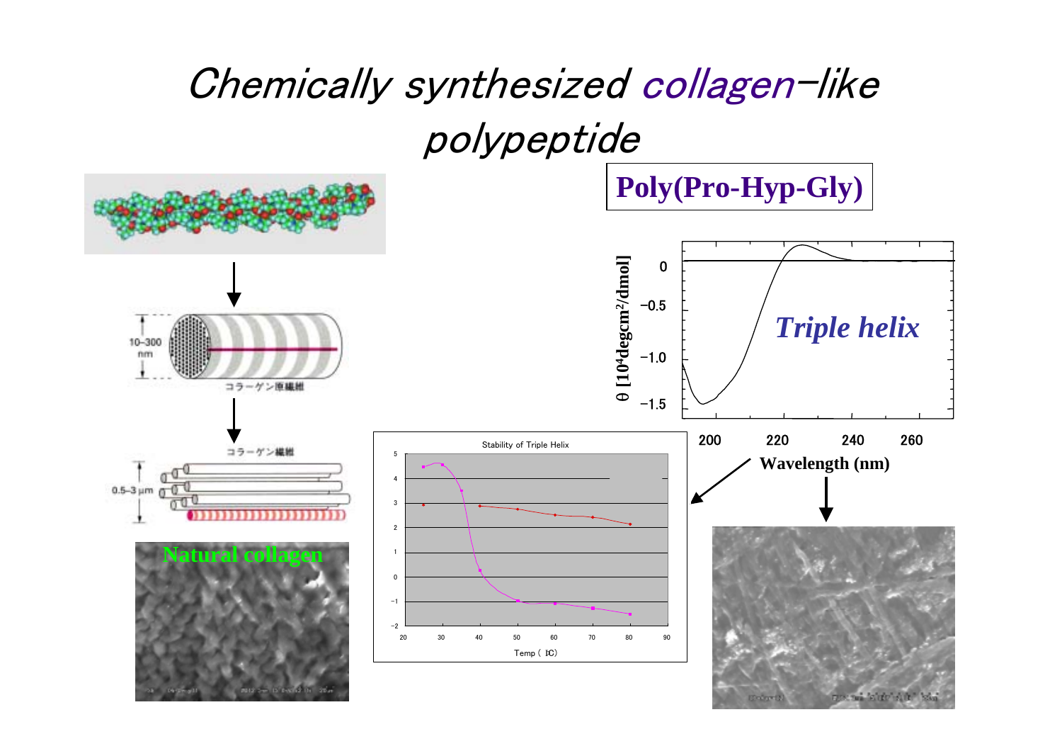# Chemically synthesized collagen-like polypeptide

**Poly(Pro-Hyp-Gly)**

10–300 nm

コラーゲン原繊維

コラーゲン繊維

0.5–3 μm

**Natural collagen**

*Triple helix*

θ [$10^4$degcm$^2$/dmol]

0

−0.5

−1.0

−1.5

200 220 240 260

**Wavelength (nm)**

Stability of Triple Helix

Temp (℃)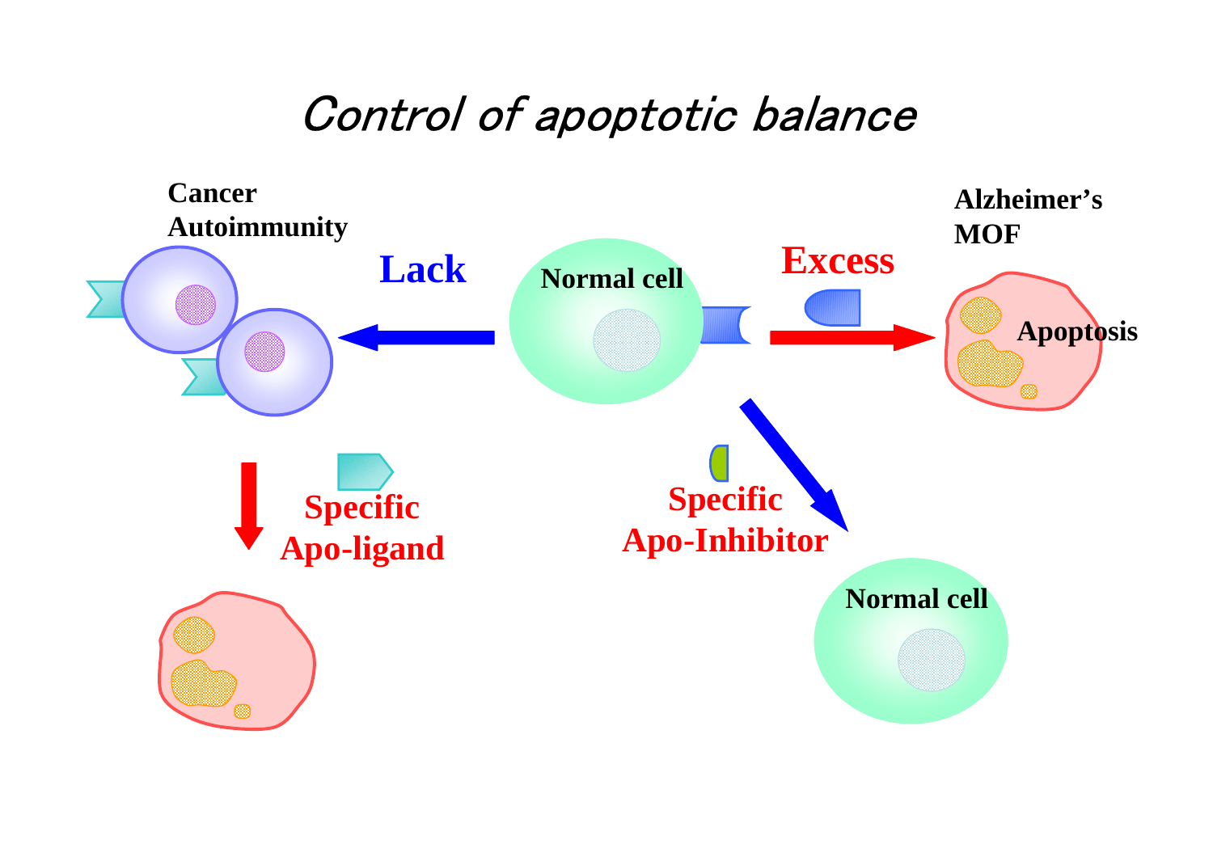# *Control of apoptotic balance*

**Cancer**
**Autoimmunity**

**Lack**

**Normal cell**

**Excess**

**Alzheimer's**
**MOF**

**Apoptosis**

**Specific**
**Apo-ligand**

**Specific**
**Apo-Inhibitor**

**Normal cell**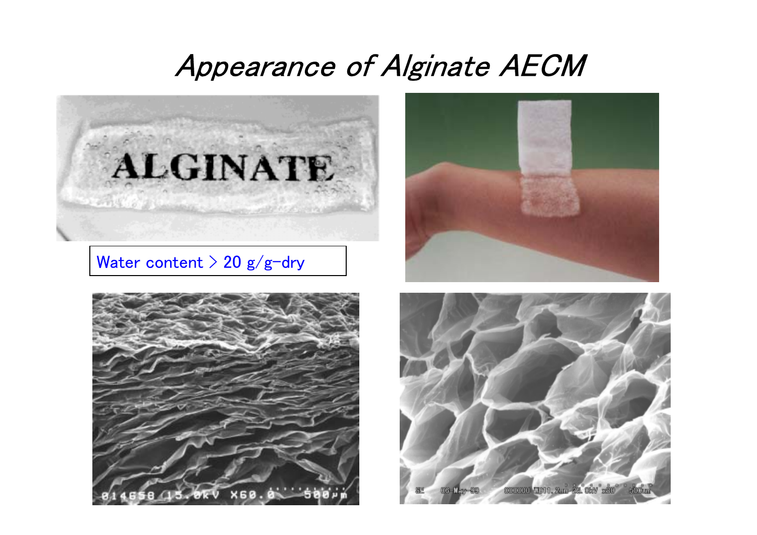# Appearance of Alginate AECM

Water content > 20 g/g-dry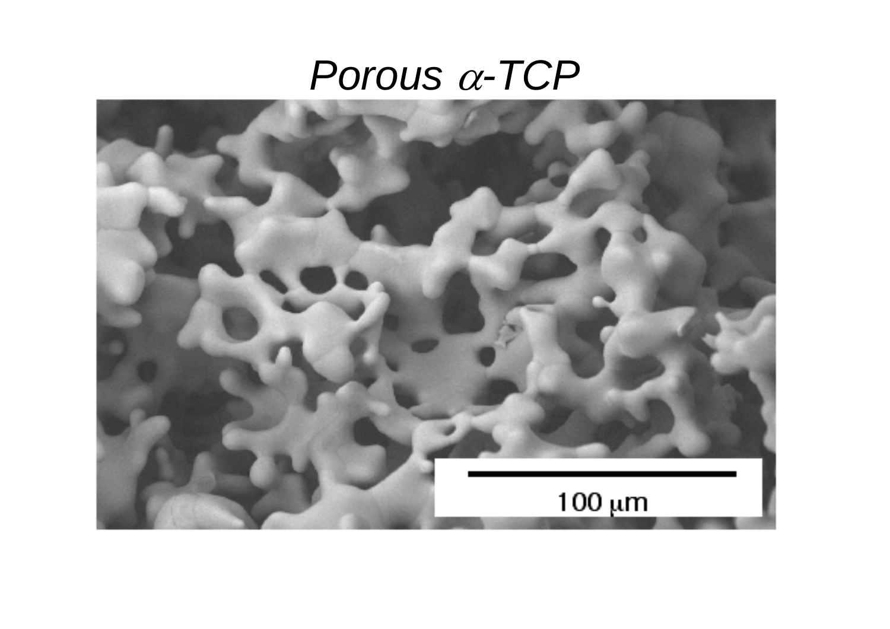# *Porous $\alpha$-TCP*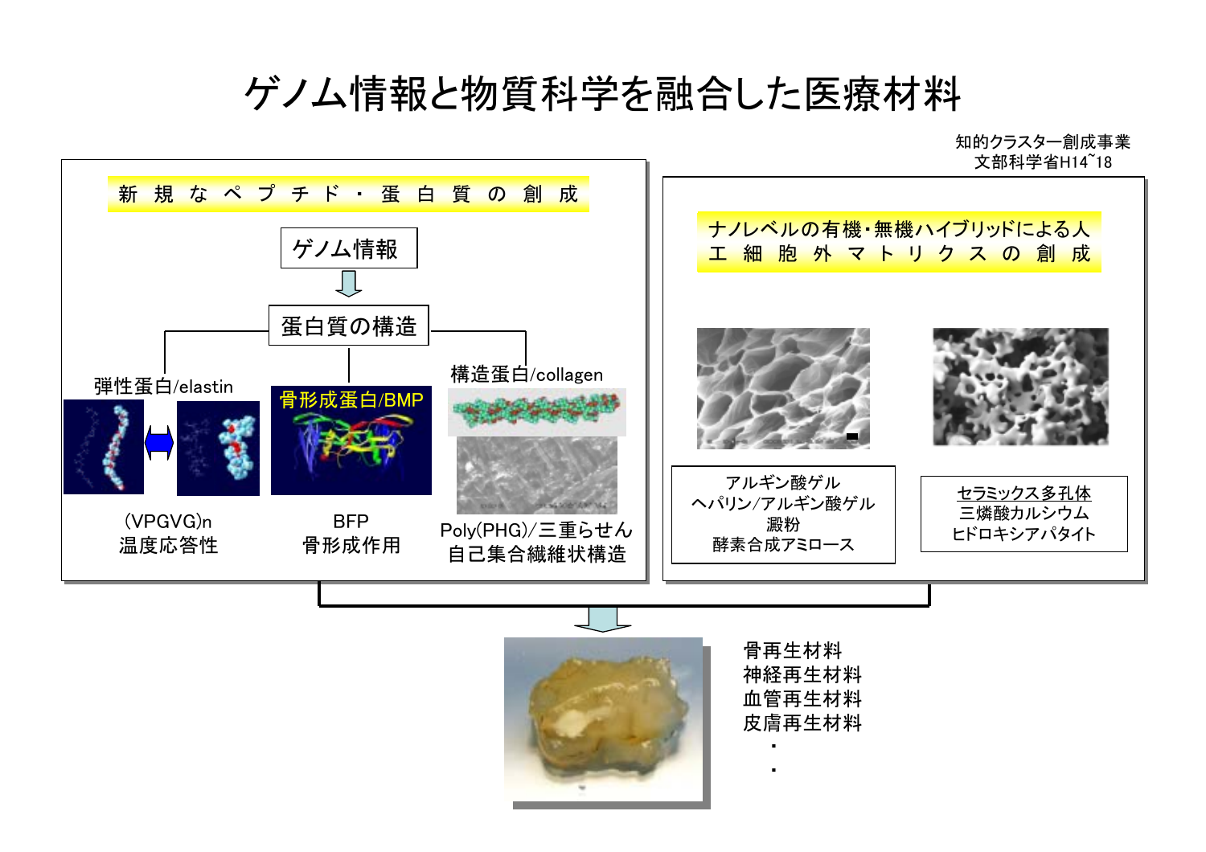# ゲノム情報と物質科学を融合した医療材料

知的クラスター創成事業
文部科学省H14~18

## 新規なペプチド・蛋白質の創成

ゲノム情報

↓

蛋白質の構造

- 弾性蛋白/elastin
  - (VPGVG)n
  - 温度応答性
- 骨形成蛋白/BMP
  - BFP
  - 骨形成作用
- 構造蛋白/collagen
  - Poly(PHG)/三重らせん
  - 自己集合繊維状構造

## ナノレベルの有機・無機ハイブリッドによる人工細胞外マトリクスの創成

- アルギン酸ゲル
- ヘパリン/アルギン酸ゲル
- 澱粉
- 酵素合成アミロース

セラミックス多孔体
- 三燐酸カルシウム
- ヒドロキシアパタイト

↓

- 骨再生材料
- 神経再生材料
- 血管再生材料
- 皮膚再生材料
- ・
- ・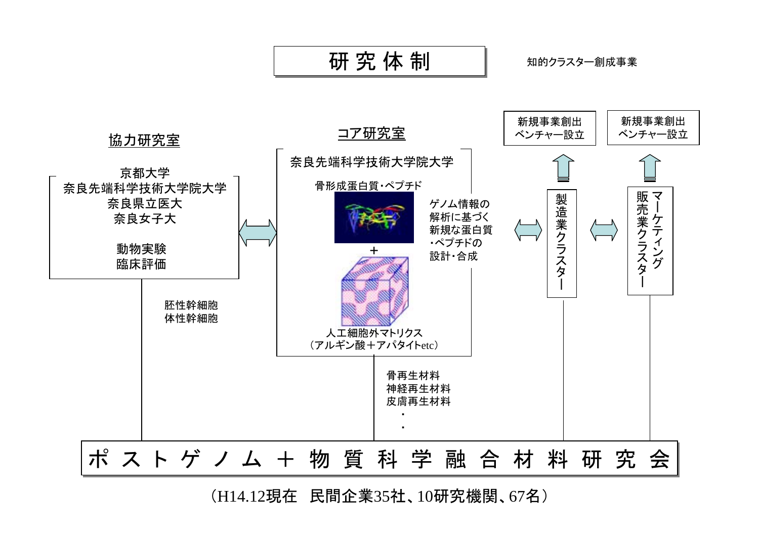# 研究体制

知的クラスター創成事業

## 協力研究室

京都大学
奈良先端科学技術大学院大学
奈良県立医大
奈良女子大

動物実験
臨床評価

胚性幹細胞
体性幹細胞

## コア研究室

奈良先端科学技術大学院大学

骨形成蛋白質・ペプチド

＋

人工細胞外マトリクス
（アルギン酸＋アパタイトetc）

ゲノム情報の
解析に基づく
新規な蛋白質
・ペプチドの
設計・合成

骨再生材料
神経再生材料
皮膚再生材料
・
・

製造業クラスター

新規事業創出
ベンチャー設立

マーケティング
販売業クラスター

新規事業創出
ベンチャー設立

**ポストゲノム＋物質科学融合材料研究会**

（H14.12現在　民間企業35社、10研究機関、67名）